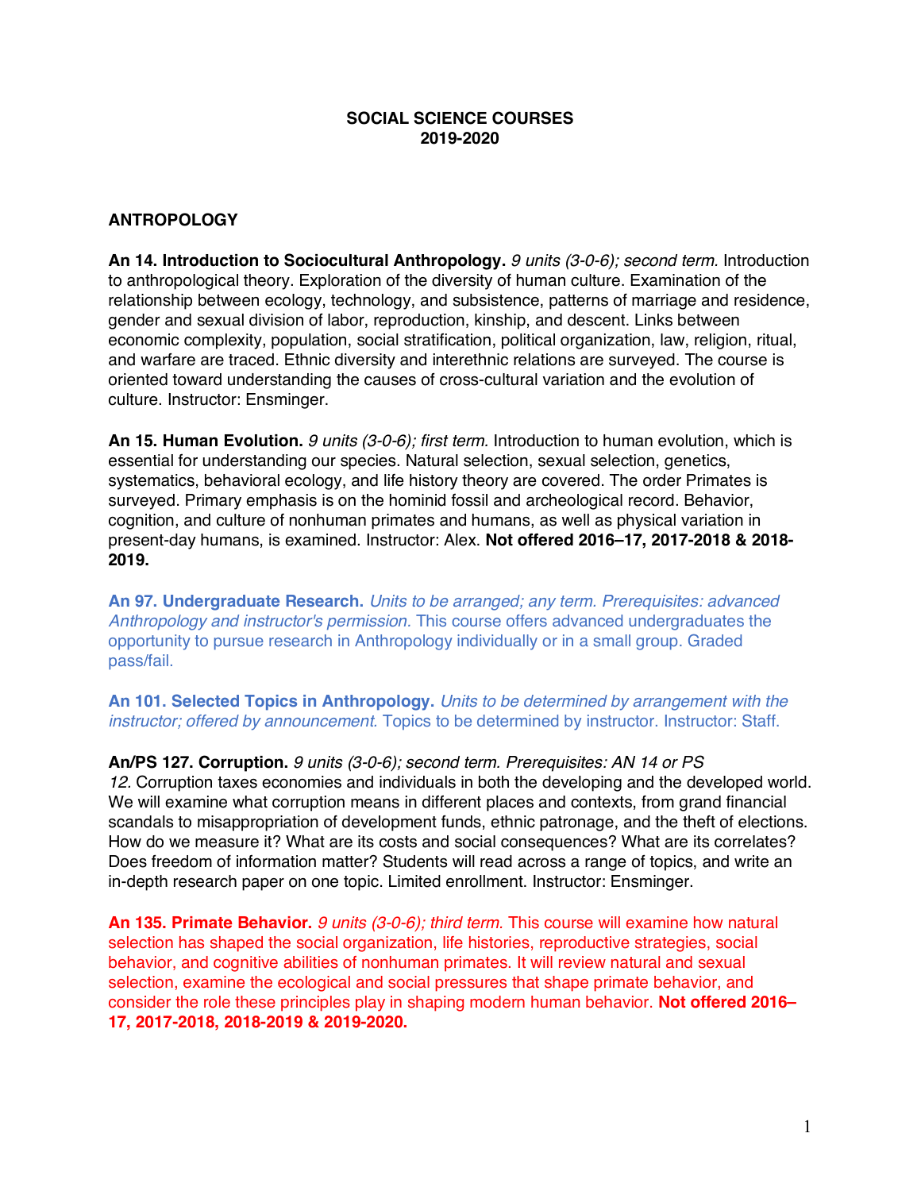# SOCIAL SCIENCE COURSES
## 2019-2020

## ANTROPOLOGY

**An 14. Introduction to Sociocultural Anthropology.** *9 units (3-0-6); second term.* Introduction to anthropological theory. Exploration of the diversity of human culture. Examination of the relationship between ecology, technology, and subsistence, patterns of marriage and residence, gender and sexual division of labor, reproduction, kinship, and descent. Links between economic complexity, population, social stratification, political organization, law, religion, ritual, and warfare are traced. Ethnic diversity and interethnic relations are surveyed. The course is oriented toward understanding the causes of cross-cultural variation and the evolution of culture. Instructor: Ensminger.

**An 15. Human Evolution.** *9 units (3-0-6); first term.* Introduction to human evolution, which is essential for understanding our species. Natural selection, sexual selection, genetics, systematics, behavioral ecology, and life history theory are covered. The order Primates is surveyed. Primary emphasis is on the hominid fossil and archeological record. Behavior, cognition, and culture of nonhuman primates and humans, as well as physical variation in present-day humans, is examined. Instructor: Alex. **Not offered 2016–17, 2017-2018 & 2018-2019.**

**An 97. Undergraduate Research.** *Units to be arranged; any term. Prerequisites: advanced Anthropology and instructor's permission.* This course offers advanced undergraduates the opportunity to pursue research in Anthropology individually or in a small group. Graded pass/fail.

**An 101. Selected Topics in Anthropology.** *Units to be determined by arrangement with the instructor; offered by announcement.* Topics to be determined by instructor. Instructor: Staff.

**An/PS 127. Corruption.** *9 units (3-0-6); second term. Prerequisites: AN 14 or PS 12.* Corruption taxes economies and individuals in both the developing and the developed world. We will examine what corruption means in different places and contexts, from grand financial scandals to misappropriation of development funds, ethnic patronage, and the theft of elections. How do we measure it? What are its costs and social consequences? What are its correlates? Does freedom of information matter? Students will read across a range of topics, and write an in-depth research paper on one topic. Limited enrollment. Instructor: Ensminger.

**An 135. Primate Behavior.** *9 units (3-0-6); third term.* This course will examine how natural selection has shaped the social organization, life histories, reproductive strategies, social behavior, and cognitive abilities of nonhuman primates. It will review natural and sexual selection, examine the ecological and social pressures that shape primate behavior, and consider the role these principles play in shaping modern human behavior. **Not offered 2016–17, 2017-2018, 2018-2019 & 2019-2020.**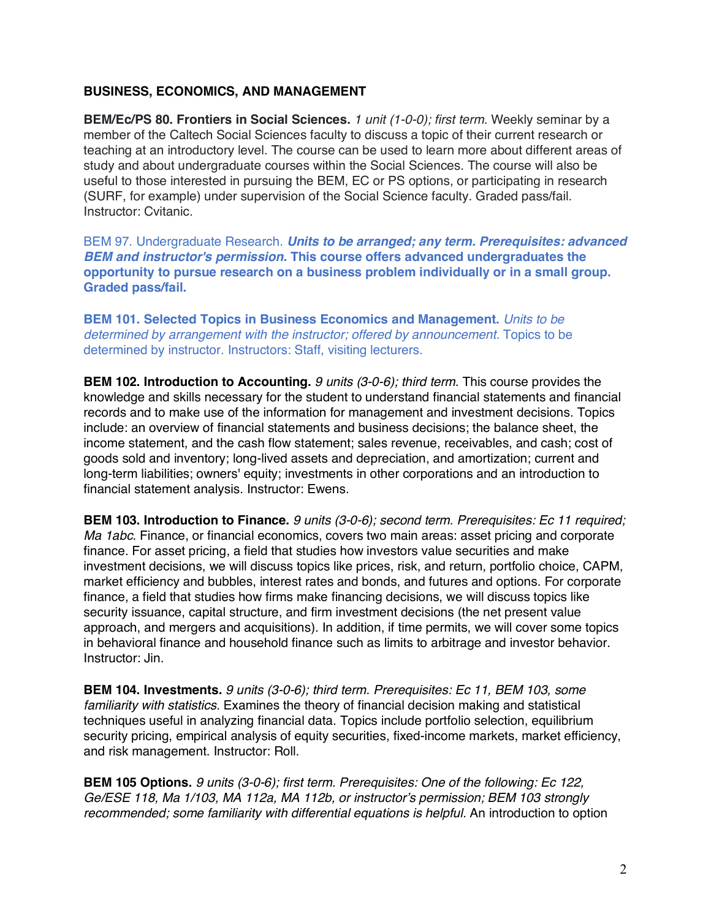**BUSINESS, ECONOMICS, AND MANAGEMENT**

**BEM/Ec/PS 80. Frontiers in Social Sciences.** *1 unit (1-0-0); first term.* Weekly seminar by a member of the Caltech Social Sciences faculty to discuss a topic of their current research or teaching at an introductory level. The course can be used to learn more about different areas of study and about undergraduate courses within the Social Sciences. The course will also be useful to those interested in pursuing the BEM, EC or PS options, or participating in research (SURF, for example) under supervision of the Social Science faculty. Graded pass/fail. Instructor: Cvitanic.

BEM 97. Undergraduate Research. ***Units to be arranged; any term. Prerequisites: advanced BEM and instructor's permission.*** **This course offers advanced undergraduates the opportunity to pursue research on a business problem individually or in a small group. Graded pass/fail.**

**BEM 101. Selected Topics in Business Economics and Management.** *Units to be determined by arrangement with the instructor; offered by announcement.* Topics to be determined by instructor. Instructors: Staff, visiting lecturers.

**BEM 102. Introduction to Accounting.** *9 units (3-0-6); third term.* This course provides the knowledge and skills necessary for the student to understand financial statements and financial records and to make use of the information for management and investment decisions. Topics include: an overview of financial statements and business decisions; the balance sheet, the income statement, and the cash flow statement; sales revenue, receivables, and cash; cost of goods sold and inventory; long-lived assets and depreciation, and amortization; current and long-term liabilities; owners' equity; investments in other corporations and an introduction to financial statement analysis. Instructor: Ewens.

**BEM 103. Introduction to Finance.** *9 units (3-0-6); second term. Prerequisites: Ec 11 required; Ma 1abc.* Finance, or financial economics, covers two main areas: asset pricing and corporate finance. For asset pricing, a field that studies how investors value securities and make investment decisions, we will discuss topics like prices, risk, and return, portfolio choice, CAPM, market efficiency and bubbles, interest rates and bonds, and futures and options. For corporate finance, a field that studies how firms make financing decisions, we will discuss topics like security issuance, capital structure, and firm investment decisions (the net present value approach, and mergers and acquisitions). In addition, if time permits, we will cover some topics in behavioral finance and household finance such as limits to arbitrage and investor behavior. Instructor: Jin.

**BEM 104. Investments.** *9 units (3-0-6); third term. Prerequisites: Ec 11, BEM 103, some familiarity with statistics.* Examines the theory of financial decision making and statistical techniques useful in analyzing financial data. Topics include portfolio selection, equilibrium security pricing, empirical analysis of equity securities, fixed-income markets, market efficiency, and risk management. Instructor: Roll.

**BEM 105 Options.** *9 units (3-0-6); first term. Prerequisites: One of the following: Ec 122, Ge/ESE 118, Ma 1/103, MA 112a, MA 112b, or instructor's permission; BEM 103 strongly recommended; some familiarity with differential equations is helpful.* An introduction to option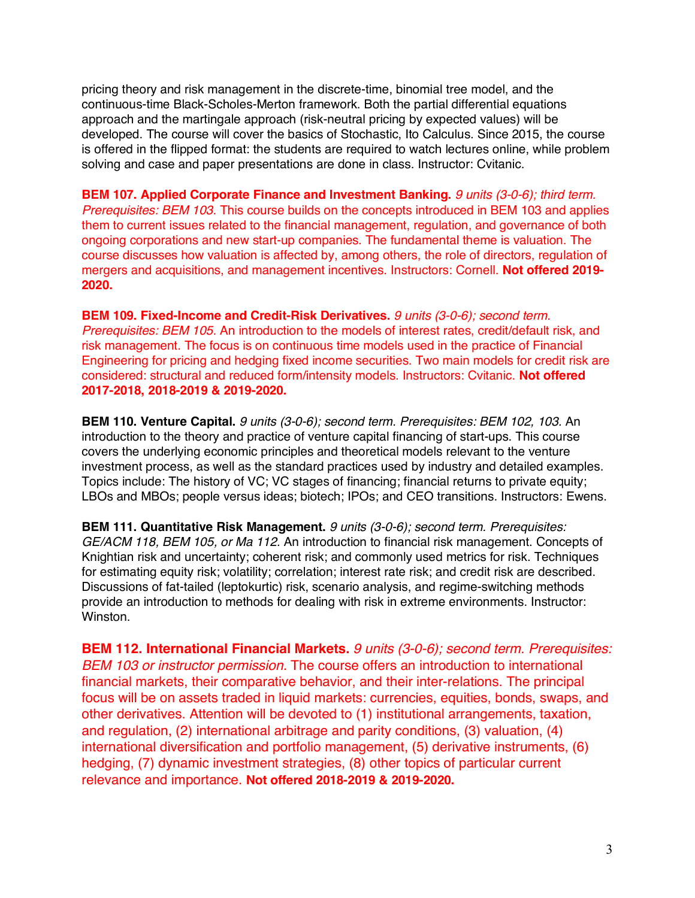pricing theory and risk management in the discrete-time, binomial tree model, and the continuous-time Black-Scholes-Merton framework. Both the partial differential equations approach and the martingale approach (risk-neutral pricing by expected values) will be developed. The course will cover the basics of Stochastic, Ito Calculus. Since 2015, the course is offered in the flipped format: the students are required to watch lectures online, while problem solving and case and paper presentations are done in class. Instructor: Cvitanic.

**BEM 107. Applied Corporate Finance and Investment Banking.** *9 units (3-0-6); third term. Prerequisites: BEM 103.* This course builds on the concepts introduced in BEM 103 and applies them to current issues related to the financial management, regulation, and governance of both ongoing corporations and new start-up companies. The fundamental theme is valuation. The course discusses how valuation is affected by, among others, the role of directors, regulation of mergers and acquisitions, and management incentives. Instructors: Cornell. **Not offered 2019-2020.**

**BEM 109. Fixed-Income and Credit-Risk Derivatives.** *9 units (3-0-6); second term. Prerequisites: BEM 105.* An introduction to the models of interest rates, credit/default risk, and risk management. The focus is on continuous time models used in the practice of Financial Engineering for pricing and hedging fixed income securities. Two main models for credit risk are considered: structural and reduced form/intensity models. Instructors: Cvitanic. **Not offered 2017-2018, 2018-2019 & 2019-2020.**

**BEM 110. Venture Capital.** *9 units (3-0-6); second term. Prerequisites: BEM 102, 103.* An introduction to the theory and practice of venture capital financing of start-ups. This course covers the underlying economic principles and theoretical models relevant to the venture investment process, as well as the standard practices used by industry and detailed examples. Topics include: The history of VC; VC stages of financing; financial returns to private equity; LBOs and MBOs; people versus ideas; biotech; IPOs; and CEO transitions. Instructors: Ewens.

**BEM 111. Quantitative Risk Management.** *9 units (3-0-6); second term. Prerequisites: GE/ACM 118, BEM 105, or Ma 112.* An introduction to financial risk management. Concepts of Knightian risk and uncertainty; coherent risk; and commonly used metrics for risk. Techniques for estimating equity risk; volatility; correlation; interest rate risk; and credit risk are described. Discussions of fat-tailed (leptokurtic) risk, scenario analysis, and regime-switching methods provide an introduction to methods for dealing with risk in extreme environments. Instructor: Winston.

**BEM 112. International Financial Markets.** *9 units (3-0-6); second term. Prerequisites: BEM 103 or instructor permission.* The course offers an introduction to international financial markets, their comparative behavior, and their inter-relations. The principal focus will be on assets traded in liquid markets: currencies, equities, bonds, swaps, and other derivatives. Attention will be devoted to (1) institutional arrangements, taxation, and regulation, (2) international arbitrage and parity conditions, (3) valuation, (4) international diversification and portfolio management, (5) derivative instruments, (6) hedging, (7) dynamic investment strategies, (8) other topics of particular current relevance and importance. **Not offered 2018-2019 & 2019-2020.**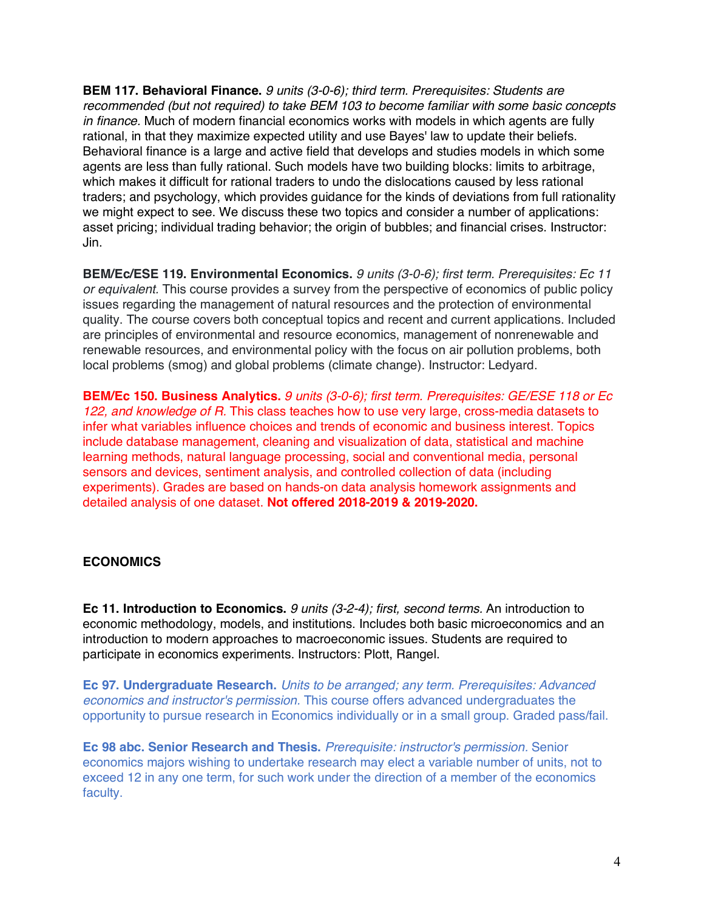**BEM 117. Behavioral Finance.** *9 units (3-0-6); third term. Prerequisites: Students are recommended (but not required) to take BEM 103 to become familiar with some basic concepts in finance.* Much of modern financial economics works with models in which agents are fully rational, in that they maximize expected utility and use Bayes' law to update their beliefs. Behavioral finance is a large and active field that develops and studies models in which some agents are less than fully rational. Such models have two building blocks: limits to arbitrage, which makes it difficult for rational traders to undo the dislocations caused by less rational traders; and psychology, which provides guidance for the kinds of deviations from full rationality we might expect to see. We discuss these two topics and consider a number of applications: asset pricing; individual trading behavior; the origin of bubbles; and financial crises. Instructor: Jin.

**BEM/Ec/ESE 119. Environmental Economics.** *9 units (3-0-6); first term. Prerequisites: Ec 11 or equivalent.* This course provides a survey from the perspective of economics of public policy issues regarding the management of natural resources and the protection of environmental quality. The course covers both conceptual topics and recent and current applications. Included are principles of environmental and resource economics, management of nonrenewable and renewable resources, and environmental policy with the focus on air pollution problems, both local problems (smog) and global problems (climate change). Instructor: Ledyard.

**BEM/Ec 150. Business Analytics.** *9 units (3-0-6); first term. Prerequisites: GE/ESE 118 or Ec 122, and knowledge of R.* This class teaches how to use very large, cross-media datasets to infer what variables influence choices and trends of economic and business interest. Topics include database management, cleaning and visualization of data, statistical and machine learning methods, natural language processing, social and conventional media, personal sensors and devices, sentiment analysis, and controlled collection of data (including experiments). Grades are based on hands-on data analysis homework assignments and detailed analysis of one dataset. **Not offered 2018-2019 & 2019-2020.**

## ECONOMICS

**Ec 11. Introduction to Economics.** *9 units (3-2-4); first, second terms.* An introduction to economic methodology, models, and institutions. Includes both basic microeconomics and an introduction to modern approaches to macroeconomic issues. Students are required to participate in economics experiments. Instructors: Plott, Rangel.

**Ec 97. Undergraduate Research.** *Units to be arranged; any term. Prerequisites: Advanced economics and instructor's permission.* This course offers advanced undergraduates the opportunity to pursue research in Economics individually or in a small group. Graded pass/fail.

**Ec 98 abc. Senior Research and Thesis.** *Prerequisite: instructor's permission.* Senior economics majors wishing to undertake research may elect a variable number of units, not to exceed 12 in any one term, for such work under the direction of a member of the economics faculty.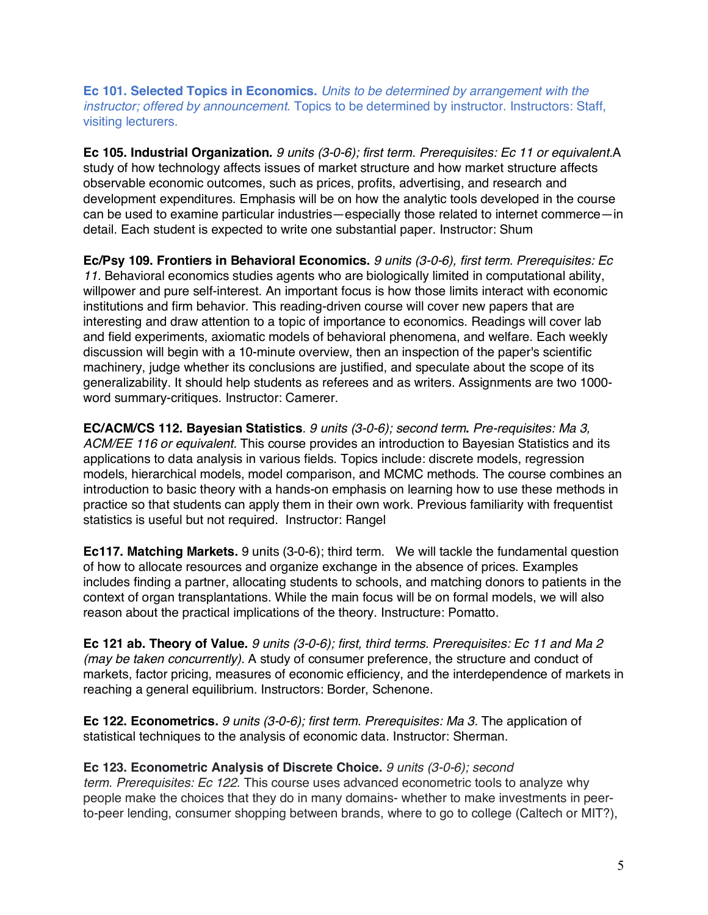**Ec 101. Selected Topics in Economics.** *Units to be determined by arrangement with the instructor; offered by announcement.* Topics to be determined by instructor. Instructors: Staff, visiting lecturers.

**Ec 105. Industrial Organization.** *9 units (3-0-6); first term. Prerequisites: Ec 11 or equivalent.*A study of how technology affects issues of market structure and how market structure affects observable economic outcomes, such as prices, profits, advertising, and research and development expenditures. Emphasis will be on how the analytic tools developed in the course can be used to examine particular industries—especially those related to internet commerce—in detail. Each student is expected to write one substantial paper. Instructor: Shum

**Ec/Psy 109. Frontiers in Behavioral Economics.** *9 units (3-0-6), first term. Prerequisites: Ec 11.* Behavioral economics studies agents who are biologically limited in computational ability, willpower and pure self-interest. An important focus is how those limits interact with economic institutions and firm behavior. This reading-driven course will cover new papers that are interesting and draw attention to a topic of importance to economics. Readings will cover lab and field experiments, axiomatic models of behavioral phenomena, and welfare. Each weekly discussion will begin with a 10-minute overview, then an inspection of the paper's scientific machinery, judge whether its conclusions are justified, and speculate about the scope of its generalizability. It should help students as referees and as writers. Assignments are two 1000-word summary-critiques. Instructor: Camerer.

**EC/ACM/CS 112. Bayesian Statistics**. *9 units (3-0-6); second term***.** *Pre-requisites: Ma 3, ACM/EE 116 or equivalent.* This course provides an introduction to Bayesian Statistics and its applications to data analysis in various fields. Topics include: discrete models, regression models, hierarchical models, model comparison, and MCMC methods. The course combines an introduction to basic theory with a hands-on emphasis on learning how to use these methods in practice so that students can apply them in their own work. Previous familiarity with frequentist statistics is useful but not required. Instructor: Rangel

**Ec117. Matching Markets.** 9 units (3-0-6); third term. We will tackle the fundamental question of how to allocate resources and organize exchange in the absence of prices. Examples includes finding a partner, allocating students to schools, and matching donors to patients in the context of organ transplantations. While the main focus will be on formal models, we will also reason about the practical implications of the theory. Instructure: Pomatto.

**Ec 121 ab. Theory of Value.** *9 units (3-0-6); first, third terms. Prerequisites: Ec 11 and Ma 2 (may be taken concurrently).* A study of consumer preference, the structure and conduct of markets, factor pricing, measures of economic efficiency, and the interdependence of markets in reaching a general equilibrium. Instructors: Border, Schenone.

**Ec 122. Econometrics.** *9 units (3-0-6); first term. Prerequisites: Ma 3.* The application of statistical techniques to the analysis of economic data. Instructor: Sherman.

**Ec 123. Econometric Analysis of Discrete Choice.** *9 units (3-0-6); second term. Prerequisites: Ec 122.* This course uses advanced econometric tools to analyze why people make the choices that they do in many domains- whether to make investments in peer-to-peer lending, consumer shopping between brands, where to go to college (Caltech or MIT?),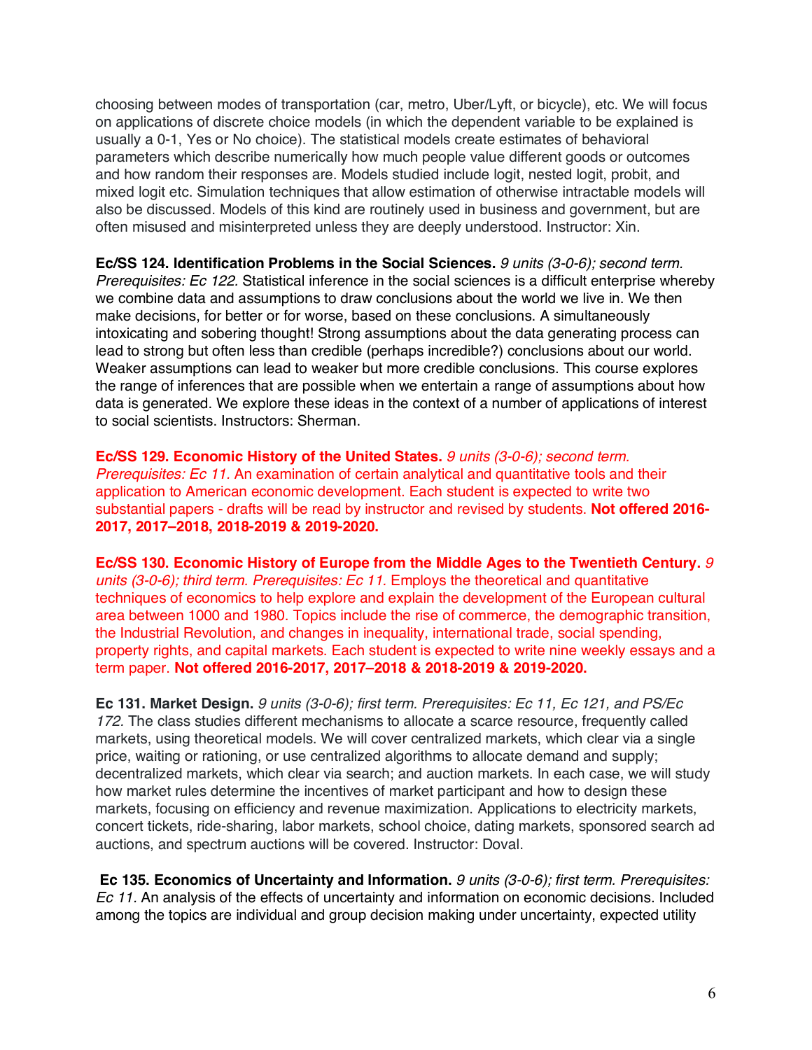choosing between modes of transportation (car, metro, Uber/Lyft, or bicycle), etc. We will focus on applications of discrete choice models (in which the dependent variable to be explained is usually a 0-1, Yes or No choice). The statistical models create estimates of behavioral parameters which describe numerically how much people value different goods or outcomes and how random their responses are. Models studied include logit, nested logit, probit, and mixed logit etc. Simulation techniques that allow estimation of otherwise intractable models will also be discussed. Models of this kind are routinely used in business and government, but are often misused and misinterpreted unless they are deeply understood. Instructor: Xin.

**Ec/SS 124. Identification Problems in the Social Sciences.** *9 units (3-0-6); second term. Prerequisites: Ec 122.* Statistical inference in the social sciences is a difficult enterprise whereby we combine data and assumptions to draw conclusions about the world we live in. We then make decisions, for better or for worse, based on these conclusions. A simultaneously intoxicating and sobering thought! Strong assumptions about the data generating process can lead to strong but often less than credible (perhaps incredible?) conclusions about our world. Weaker assumptions can lead to weaker but more credible conclusions. This course explores the range of inferences that are possible when we entertain a range of assumptions about how data is generated. We explore these ideas in the context of a number of applications of interest to social scientists. Instructors: Sherman.

**Ec/SS 129. Economic History of the United States.** *9 units (3-0-6); second term. Prerequisites: Ec 11.* An examination of certain analytical and quantitative tools and their application to American economic development. Each student is expected to write two substantial papers - drafts will be read by instructor and revised by students. **Not offered 2016-2017, 2017–2018, 2018-2019 & 2019-2020.**

**Ec/SS 130. Economic History of Europe from the Middle Ages to the Twentieth Century.** *9 units (3-0-6); third term. Prerequisites: Ec 11.* Employs the theoretical and quantitative techniques of economics to help explore and explain the development of the European cultural area between 1000 and 1980. Topics include the rise of commerce, the demographic transition, the Industrial Revolution, and changes in inequality, international trade, social spending, property rights, and capital markets. Each student is expected to write nine weekly essays and a term paper. **Not offered 2016-2017, 2017–2018 & 2018-2019 & 2019-2020.**

**Ec 131. Market Design.** *9 units (3-0-6); first term. Prerequisites: Ec 11, Ec 121, and PS/Ec 172.* The class studies different mechanisms to allocate a scarce resource, frequently called markets, using theoretical models. We will cover centralized markets, which clear via a single price, waiting or rationing, or use centralized algorithms to allocate demand and supply; decentralized markets, which clear via search; and auction markets. In each case, we will study how market rules determine the incentives of market participant and how to design these markets, focusing on efficiency and revenue maximization. Applications to electricity markets, concert tickets, ride-sharing, labor markets, school choice, dating markets, sponsored search ad auctions, and spectrum auctions will be covered. Instructor: Doval.

**Ec 135. Economics of Uncertainty and Information.** *9 units (3-0-6); first term. Prerequisites: Ec 11.* An analysis of the effects of uncertainty and information on economic decisions. Included among the topics are individual and group decision making under uncertainty, expected utility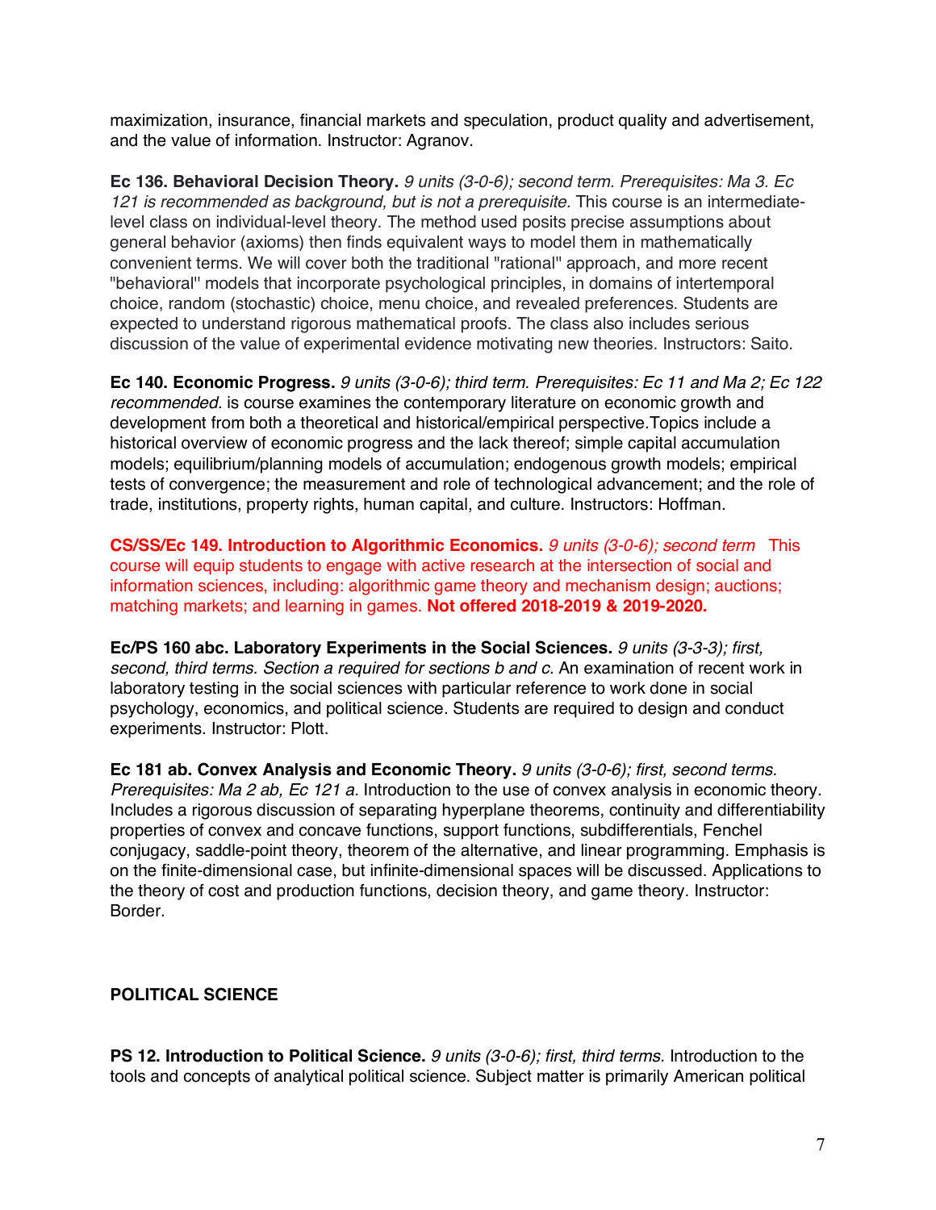maximization, insurance, financial markets and speculation, product quality and advertisement, and the value of information. Instructor: Agranov.

**Ec 136. Behavioral Decision Theory.** *9 units (3-0-6); second term. Prerequisites: Ma 3. Ec 121 is recommended as background, but is not a prerequisite.* This course is an intermediate-level class on individual-level theory. The method used posits precise assumptions about general behavior (axioms) then finds equivalent ways to model them in mathematically convenient terms. We will cover both the traditional "rational" approach, and more recent "behavioral" models that incorporate psychological principles, in domains of intertemporal choice, random (stochastic) choice, menu choice, and revealed preferences. Students are expected to understand rigorous mathematical proofs. The class also includes serious discussion of the value of experimental evidence motivating new theories. Instructors: Saito.

**Ec 140. Economic Progress.** *9 units (3-0-6); third term. Prerequisites: Ec 11 and Ma 2; Ec 122 recommended.* is course examines the contemporary literature on economic growth and development from both a theoretical and historical/empirical perspective.Topics include a historical overview of economic progress and the lack thereof; simple capital accumulation models; equilibrium/planning models of accumulation; endogenous growth models; empirical tests of convergence; the measurement and role of technological advancement; and the role of trade, institutions, property rights, human capital, and culture. Instructors: Hoffman.

**CS/SS/Ec 149. Introduction to Algorithmic Economics.** *9 units (3-0-6); second term* This course will equip students to engage with active research at the intersection of social and information sciences, including: algorithmic game theory and mechanism design; auctions; matching markets; and learning in games. **Not offered 2018-2019 & 2019-2020.**

**Ec/PS 160 abc. Laboratory Experiments in the Social Sciences.** *9 units (3-3-3); first, second, third terms. Section a required for sections b and c.* An examination of recent work in laboratory testing in the social sciences with particular reference to work done in social psychology, economics, and political science. Students are required to design and conduct experiments. Instructor: Plott.

**Ec 181 ab. Convex Analysis and Economic Theory.** *9 units (3-0-6); first, second terms. Prerequisites: Ma 2 ab, Ec 121 a.* Introduction to the use of convex analysis in economic theory. Includes a rigorous discussion of separating hyperplane theorems, continuity and differentiability properties of convex and concave functions, support functions, subdifferentials, Fenchel conjugacy, saddle-point theory, theorem of the alternative, and linear programming. Emphasis is on the finite-dimensional case, but infinite-dimensional spaces will be discussed. Applications to the theory of cost and production functions, decision theory, and game theory. Instructor: Border.

## POLITICAL SCIENCE

**PS 12. Introduction to Political Science.** *9 units (3-0-6); first, third terms.* Introduction to the tools and concepts of analytical political science. Subject matter is primarily American political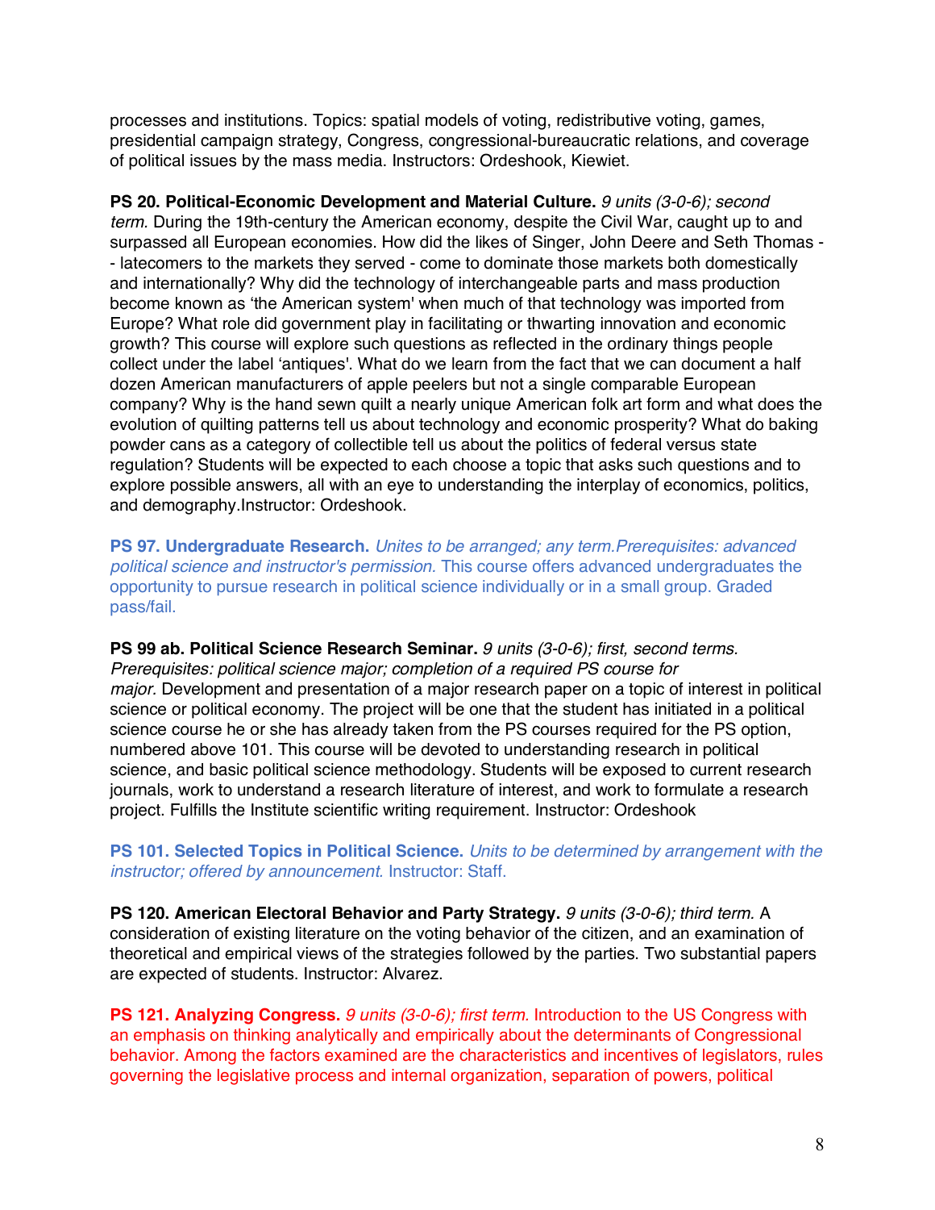processes and institutions. Topics: spatial models of voting, redistributive voting, games, presidential campaign strategy, Congress, congressional-bureaucratic relations, and coverage of political issues by the mass media. Instructors: Ordeshook, Kiewiet.

**PS 20. Political-Economic Development and Material Culture.** *9 units (3-0-6); second term.* During the 19th-century the American economy, despite the Civil War, caught up to and surpassed all European economies. How did the likes of Singer, John Deere and Seth Thomas -- latecomers to the markets they served - come to dominate those markets both domestically and internationally? Why did the technology of interchangeable parts and mass production become known as 'the American system' when much of that technology was imported from Europe? What role did government play in facilitating or thwarting innovation and economic growth? This course will explore such questions as reflected in the ordinary things people collect under the label 'antiques'. What do we learn from the fact that we can document a half dozen American manufacturers of apple peelers but not a single comparable European company? Why is the hand sewn quilt a nearly unique American folk art form and what does the evolution of quilting patterns tell us about technology and economic prosperity? What do baking powder cans as a category of collectible tell us about the politics of federal versus state regulation? Students will be expected to each choose a topic that asks such questions and to explore possible answers, all with an eye to understanding the interplay of economics, politics, and demography.Instructor: Ordeshook.

**PS 97. Undergraduate Research.** *Unites to be arranged; any term.Prerequisites: advanced political science and instructor's permission.* This course offers advanced undergraduates the opportunity to pursue research in political science individually or in a small group. Graded pass/fail.

**PS 99 ab. Political Science Research Seminar.** *9 units (3-0-6); first, second terms. Prerequisites: political science major; completion of a required PS course for major.* Development and presentation of a major research paper on a topic of interest in political science or political economy. The project will be one that the student has initiated in a political science course he or she has already taken from the PS courses required for the PS option, numbered above 101. This course will be devoted to understanding research in political science, and basic political science methodology. Students will be exposed to current research journals, work to understand a research literature of interest, and work to formulate a research project. Fulfills the Institute scientific writing requirement. Instructor: Ordeshook

**PS 101. Selected Topics in Political Science.** *Units to be determined by arrangement with the instructor; offered by announcement.* Instructor: Staff.

**PS 120. American Electoral Behavior and Party Strategy.** *9 units (3-0-6); third term.* A consideration of existing literature on the voting behavior of the citizen, and an examination of theoretical and empirical views of the strategies followed by the parties. Two substantial papers are expected of students. Instructor: Alvarez.

**PS 121. Analyzing Congress.** *9 units (3-0-6); first term.* Introduction to the US Congress with an emphasis on thinking analytically and empirically about the determinants of Congressional behavior. Among the factors examined are the characteristics and incentives of legislators, rules governing the legislative process and internal organization, separation of powers, political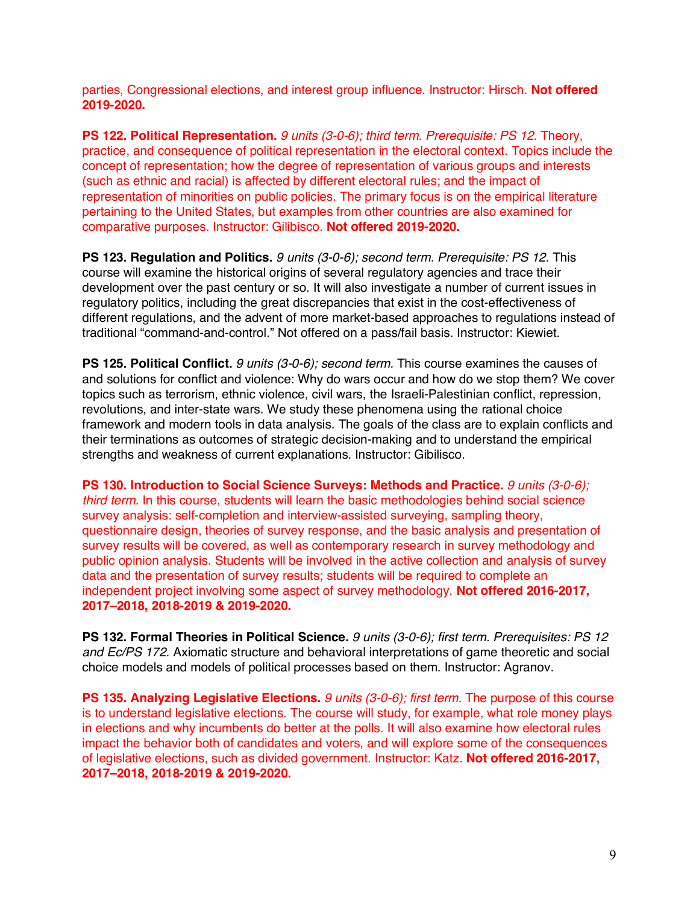parties, Congressional elections, and interest group influence. Instructor: Hirsch. **Not offered 2019-2020.**

**PS 122. Political Representation.** *9 units (3-0-6); third term. Prerequisite: PS 12.* Theory, practice, and consequence of political representation in the electoral context. Topics include the concept of representation; how the degree of representation of various groups and interests (such as ethnic and racial) is affected by different electoral rules; and the impact of representation of minorities on public policies. The primary focus is on the empirical literature pertaining to the United States, but examples from other countries are also examined for comparative purposes. Instructor: Gilibisco. **Not offered 2019-2020.**

**PS 123. Regulation and Politics.** *9 units (3-0-6); second term. Prerequisite: PS 12.* This course will examine the historical origins of several regulatory agencies and trace their development over the past century or so. It will also investigate a number of current issues in regulatory politics, including the great discrepancies that exist in the cost-effectiveness of different regulations, and the advent of more market-based approaches to regulations instead of traditional "command-and-control." Not offered on a pass/fail basis. Instructor: Kiewiet.

**PS 125. Political Conflict.** *9 units (3-0-6); second term.* This course examines the causes of and solutions for conflict and violence: Why do wars occur and how do we stop them? We cover topics such as terrorism, ethnic violence, civil wars, the Israeli-Palestinian conflict, repression, revolutions, and inter-state wars. We study these phenomena using the rational choice framework and modern tools in data analysis. The goals of the class are to explain conflicts and their terminations as outcomes of strategic decision-making and to understand the empirical strengths and weakness of current explanations. Instructor: Gibilisco.

**PS 130. Introduction to Social Science Surveys: Methods and Practice.** *9 units (3-0-6); third term.* In this course, students will learn the basic methodologies behind social science survey analysis: self-completion and interview-assisted surveying, sampling theory, questionnaire design, theories of survey response, and the basic analysis and presentation of survey results will be covered, as well as contemporary research in survey methodology and public opinion analysis. Students will be involved in the active collection and analysis of survey data and the presentation of survey results; students will be required to complete an independent project involving some aspect of survey methodology. **Not offered 2016-2017, 2017–2018, 2018-2019 & 2019-2020.**

**PS 132. Formal Theories in Political Science.** *9 units (3-0-6); first term. Prerequisites: PS 12 and Ec/PS 172.* Axiomatic structure and behavioral interpretations of game theoretic and social choice models and models of political processes based on them. Instructor: Agranov.

**PS 135. Analyzing Legislative Elections.** *9 units (3-0-6); first term.* The purpose of this course is to understand legislative elections. The course will study, for example, what role money plays in elections and why incumbents do better at the polls. It will also examine how electoral rules impact the behavior both of candidates and voters, and will explore some of the consequences of legislative elections, such as divided government. Instructor: Katz. **Not offered 2016-2017, 2017–2018, 2018-2019 & 2019-2020.**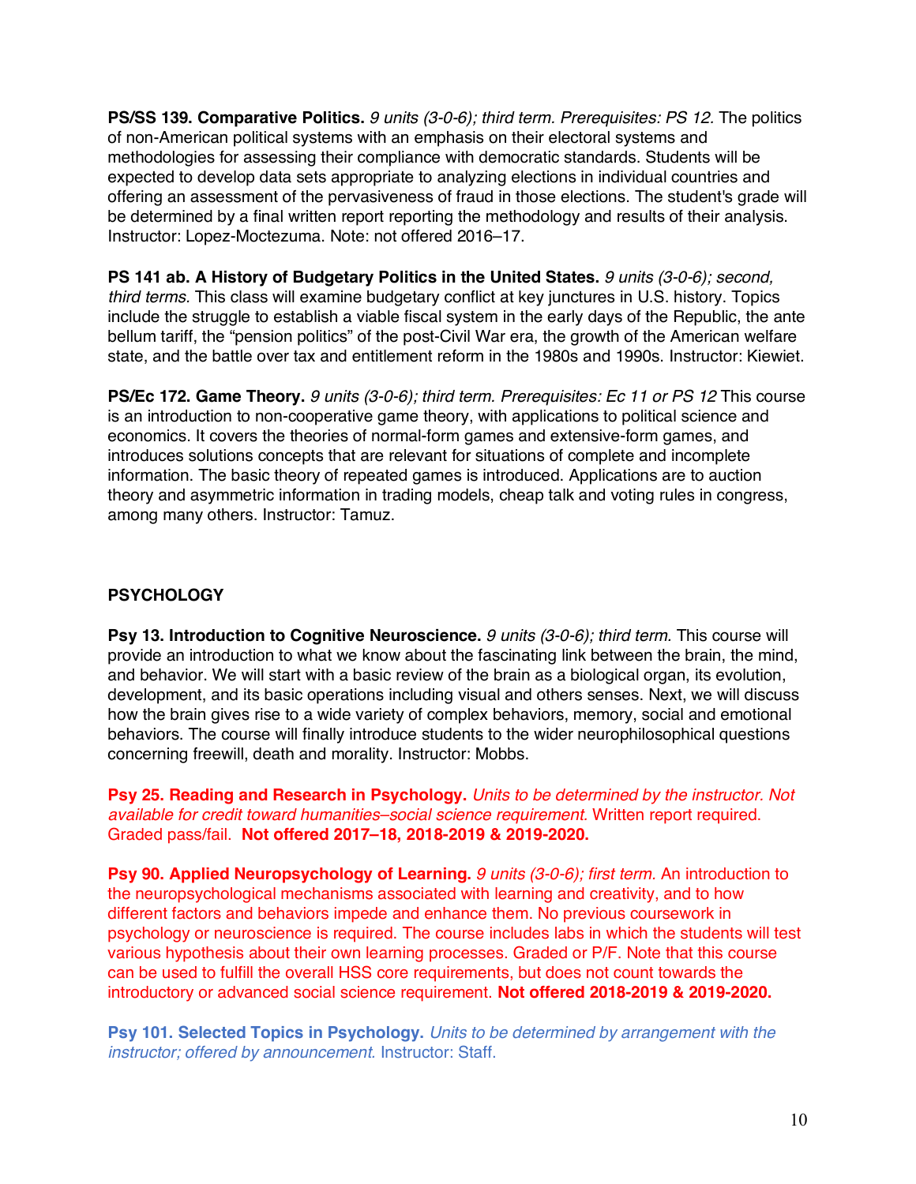**PS/SS 139. Comparative Politics.** *9 units (3-0-6); third term. Prerequisites: PS 12.* The politics of non-American political systems with an emphasis on their electoral systems and methodologies for assessing their compliance with democratic standards. Students will be expected to develop data sets appropriate to analyzing elections in individual countries and offering an assessment of the pervasiveness of fraud in those elections. The student's grade will be determined by a final written report reporting the methodology and results of their analysis. Instructor: Lopez-Moctezuma. Note: not offered 2016–17.

**PS 141 ab. A History of Budgetary Politics in the United States.** *9 units (3-0-6); second, third terms.* This class will examine budgetary conflict at key junctures in U.S. history. Topics include the struggle to establish a viable fiscal system in the early days of the Republic, the ante bellum tariff, the "pension politics" of the post-Civil War era, the growth of the American welfare state, and the battle over tax and entitlement reform in the 1980s and 1990s. Instructor: Kiewiet.

**PS/Ec 172. Game Theory.** *9 units (3-0-6); third term. Prerequisites: Ec 11 or PS 12* This course is an introduction to non-cooperative game theory, with applications to political science and economics. It covers the theories of normal-form games and extensive-form games, and introduces solutions concepts that are relevant for situations of complete and incomplete information. The basic theory of repeated games is introduced. Applications are to auction theory and asymmetric information in trading models, cheap talk and voting rules in congress, among many others. Instructor: Tamuz.

## PSYCHOLOGY

**Psy 13. Introduction to Cognitive Neuroscience.** *9 units (3-0-6); third term.* This course will provide an introduction to what we know about the fascinating link between the brain, the mind, and behavior. We will start with a basic review of the brain as a biological organ, its evolution, development, and its basic operations including visual and others senses. Next, we will discuss how the brain gives rise to a wide variety of complex behaviors, memory, social and emotional behaviors. The course will finally introduce students to the wider neurophilosophical questions concerning freewill, death and morality. Instructor: Mobbs.

**Psy 25. Reading and Research in Psychology.** *Units to be determined by the instructor. Not available for credit toward humanities–social science requirement.* Written report required. Graded pass/fail. **Not offered 2017–18, 2018-2019 & 2019-2020.**

**Psy 90. Applied Neuropsychology of Learning.** *9 units (3-0-6); first term.* An introduction to the neuropsychological mechanisms associated with learning and creativity, and to how different factors and behaviors impede and enhance them. No previous coursework in psychology or neuroscience is required. The course includes labs in which the students will test various hypothesis about their own learning processes. Graded or P/F. Note that this course can be used to fulfill the overall HSS core requirements, but does not count towards the introductory or advanced social science requirement. **Not offered 2018-2019 & 2019-2020.**

**Psy 101. Selected Topics in Psychology.** *Units to be determined by arrangement with the instructor; offered by announcement.* Instructor: Staff.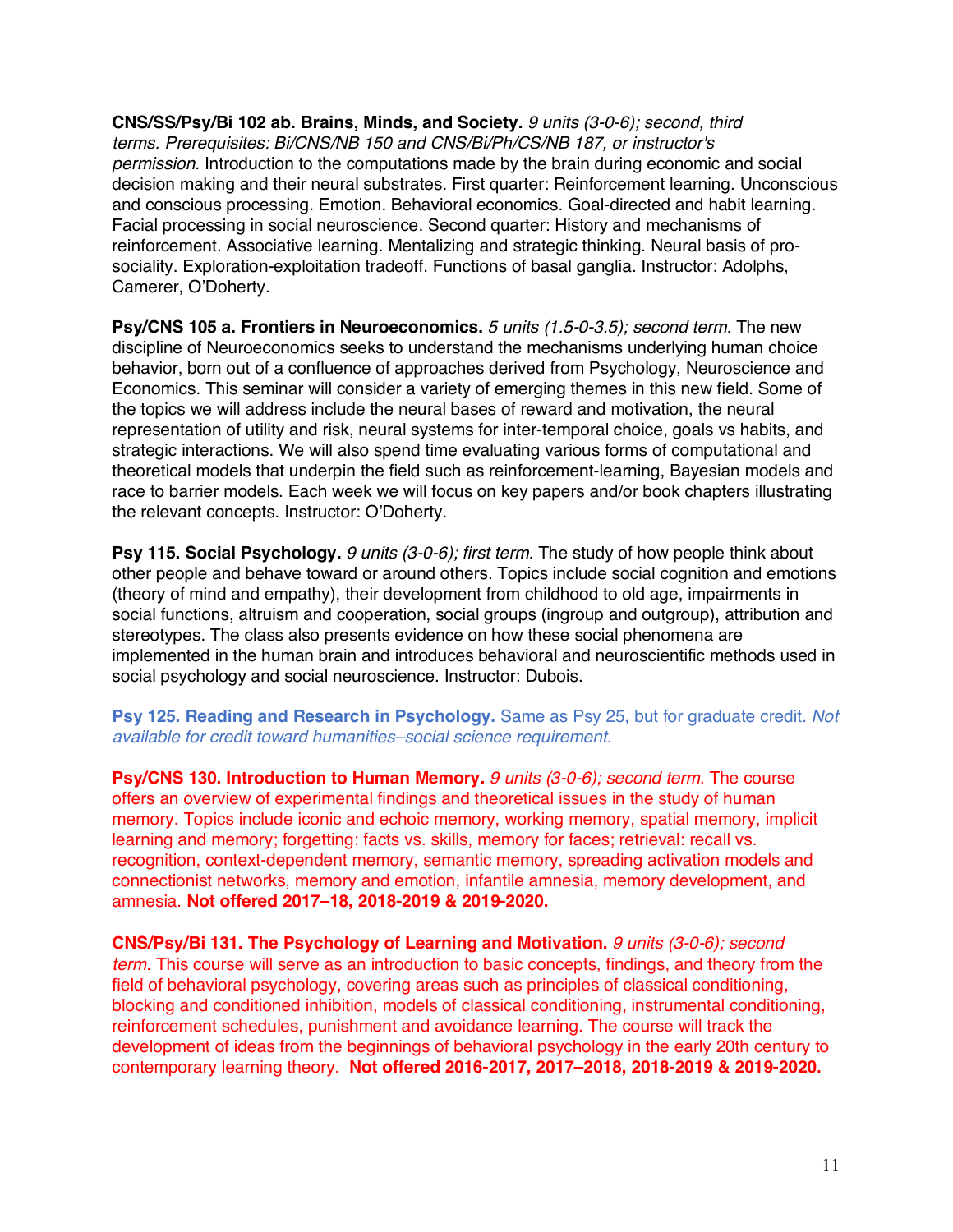**CNS/SS/Psy/Bi 102 ab. Brains, Minds, and Society.** *9 units (3-0-6); second, third terms. Prerequisites: Bi/CNS/NB 150 and CNS/Bi/Ph/CS/NB 187, or instructor's permission.* Introduction to the computations made by the brain during economic and social decision making and their neural substrates. First quarter: Reinforcement learning. Unconscious and conscious processing. Emotion. Behavioral economics. Goal-directed and habit learning. Facial processing in social neuroscience. Second quarter: History and mechanisms of reinforcement. Associative learning. Mentalizing and strategic thinking. Neural basis of pro-sociality. Exploration-exploitation tradeoff. Functions of basal ganglia. Instructor: Adolphs, Camerer, O'Doherty.

**Psy/CNS 105 a. Frontiers in Neuroeconomics.** *5 units (1.5-0-3.5); second term.* The new discipline of Neuroeconomics seeks to understand the mechanisms underlying human choice behavior, born out of a confluence of approaches derived from Psychology, Neuroscience and Economics. This seminar will consider a variety of emerging themes in this new field. Some of the topics we will address include the neural bases of reward and motivation, the neural representation of utility and risk, neural systems for inter-temporal choice, goals vs habits, and strategic interactions. We will also spend time evaluating various forms of computational and theoretical models that underpin the field such as reinforcement-learning, Bayesian models and race to barrier models. Each week we will focus on key papers and/or book chapters illustrating the relevant concepts. Instructor: O'Doherty.

**Psy 115. Social Psychology.** *9 units (3-0-6); first term.* The study of how people think about other people and behave toward or around others. Topics include social cognition and emotions (theory of mind and empathy), their development from childhood to old age, impairments in social functions, altruism and cooperation, social groups (ingroup and outgroup), attribution and stereotypes. The class also presents evidence on how these social phenomena are implemented in the human brain and introduces behavioral and neuroscientific methods used in social psychology and social neuroscience. Instructor: Dubois.

**Psy 125. Reading and Research in Psychology.** Same as Psy 25, but for graduate credit. *Not available for credit toward humanities–social science requirement.*

**Psy/CNS 130. Introduction to Human Memory.** *9 units (3-0-6); second term.* The course offers an overview of experimental findings and theoretical issues in the study of human memory. Topics include iconic and echoic memory, working memory, spatial memory, implicit learning and memory; forgetting: facts vs. skills, memory for faces; retrieval: recall vs. recognition, context-dependent memory, semantic memory, spreading activation models and connectionist networks, memory and emotion, infantile amnesia, memory development, and amnesia. **Not offered 2017–18, 2018-2019 & 2019-2020.**

**CNS/Psy/Bi 131. The Psychology of Learning and Motivation.** *9 units (3-0-6); second term.* This course will serve as an introduction to basic concepts, findings, and theory from the field of behavioral psychology, covering areas such as principles of classical conditioning, blocking and conditioned inhibition, models of classical conditioning, instrumental conditioning, reinforcement schedules, punishment and avoidance learning. The course will track the development of ideas from the beginnings of behavioral psychology in the early 20th century to contemporary learning theory. **Not offered 2016-2017, 2017–2018, 2018-2019 & 2019-2020.**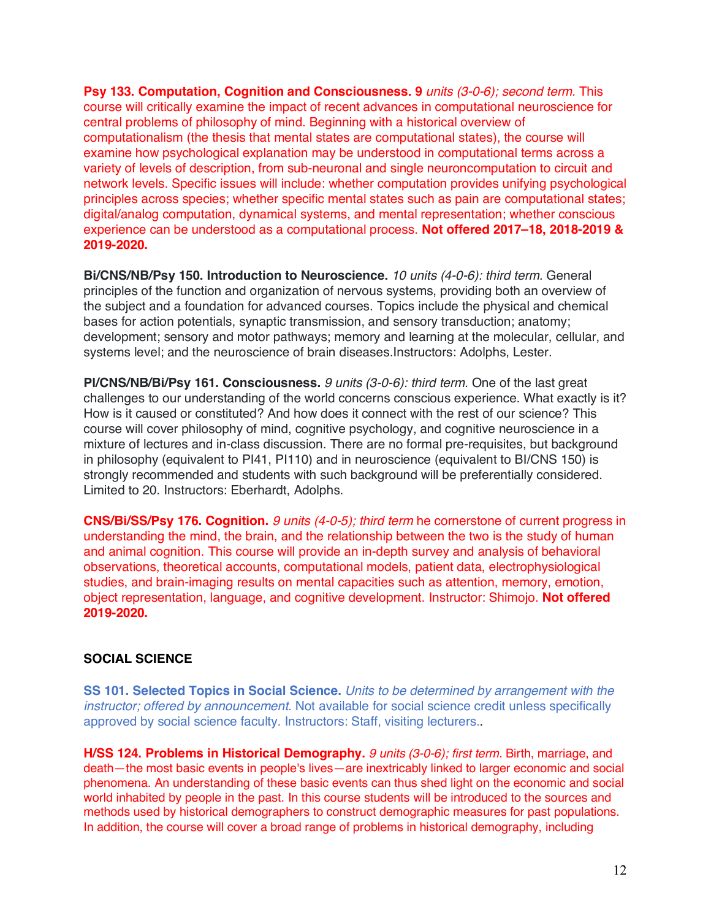**Psy 133. Computation, Cognition and Consciousness.** **9** *units (3-0-6); second term.* This course will critically examine the impact of recent advances in computational neuroscience for central problems of philosophy of mind. Beginning with a historical overview of computationalism (the thesis that mental states are computational states), the course will examine how psychological explanation may be understood in computational terms across a variety of levels of description, from sub-neuronal and single neuroncomputation to circuit and network levels. Specific issues will include: whether computation provides unifying psychological principles across species; whether specific mental states such as pain are computational states; digital/analog computation, dynamical systems, and mental representation; whether conscious experience can be understood as a computational process. **Not offered 2017–18, 2018-2019 & 2019-2020.**

**Bi/CNS/NB/Psy 150. Introduction to Neuroscience.** *10 units (4-0-6): third term.* General principles of the function and organization of nervous systems, providing both an overview of the subject and a foundation for advanced courses. Topics include the physical and chemical bases for action potentials, synaptic transmission, and sensory transduction; anatomy; development; sensory and motor pathways; memory and learning at the molecular, cellular, and systems level; and the neuroscience of brain diseases.Instructors: Adolphs, Lester.

**Pl/CNS/NB/Bi/Psy 161. Consciousness.** *9 units (3-0-6): third term.* One of the last great challenges to our understanding of the world concerns conscious experience. What exactly is it? How is it caused or constituted? And how does it connect with the rest of our science? This course will cover philosophy of mind, cognitive psychology, and cognitive neuroscience in a mixture of lectures and in-class discussion. There are no formal pre-requisites, but background in philosophy (equivalent to Pl41, Pl110) and in neuroscience (equivalent to BI/CNS 150) is strongly recommended and students with such background will be preferentially considered. Limited to 20. Instructors: Eberhardt, Adolphs.

**CNS/Bi/SS/Psy 176. Cognition.** *9 units (4-0-5); third term* he cornerstone of current progress in understanding the mind, the brain, and the relationship between the two is the study of human and animal cognition. This course will provide an in-depth survey and analysis of behavioral observations, theoretical accounts, computational models, patient data, electrophysiological studies, and brain-imaging results on mental capacities such as attention, memory, emotion, object representation, language, and cognitive development. Instructor: Shimojo. **Not offered 2019-2020.**

## SOCIAL SCIENCE

**SS 101. Selected Topics in Social Science.** *Units to be determined by arrangement with the instructor; offered by announcement.* Not available for social science credit unless specifically approved by social science faculty. Instructors: Staff, visiting lecturers..

**H/SS 124. Problems in Historical Demography.** *9 units (3-0-6); first term.* Birth, marriage, and death—the most basic events in people's lives—are inextricably linked to larger economic and social phenomena. An understanding of these basic events can thus shed light on the economic and social world inhabited by people in the past. In this course students will be introduced to the sources and methods used by historical demographers to construct demographic measures for past populations. In addition, the course will cover a broad range of problems in historical demography, including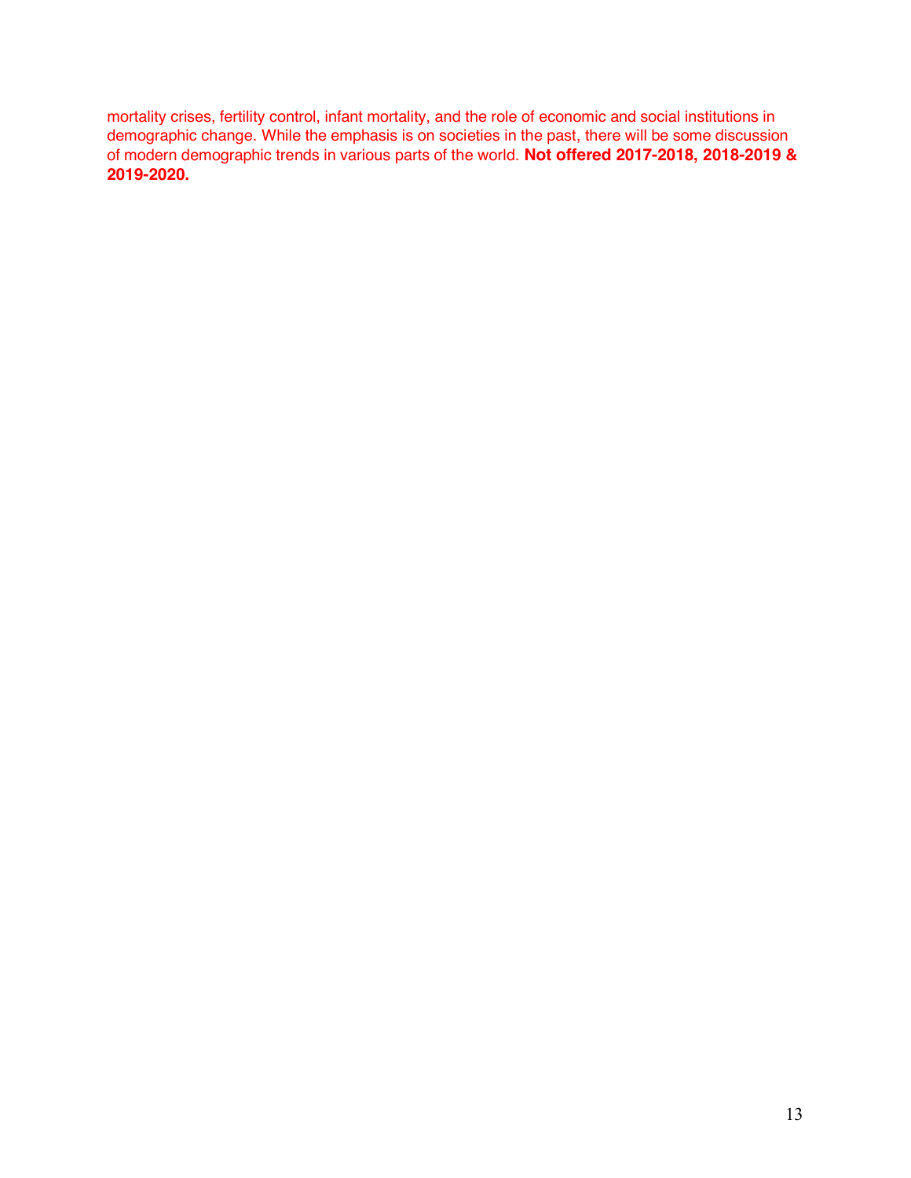mortality crises, fertility control, infant mortality, and the role of economic and social institutions in demographic change. While the emphasis is on societies in the past, there will be some discussion of modern demographic trends in various parts of the world. **Not offered 2017-2018, 2018-2019 & 2019-2020.**